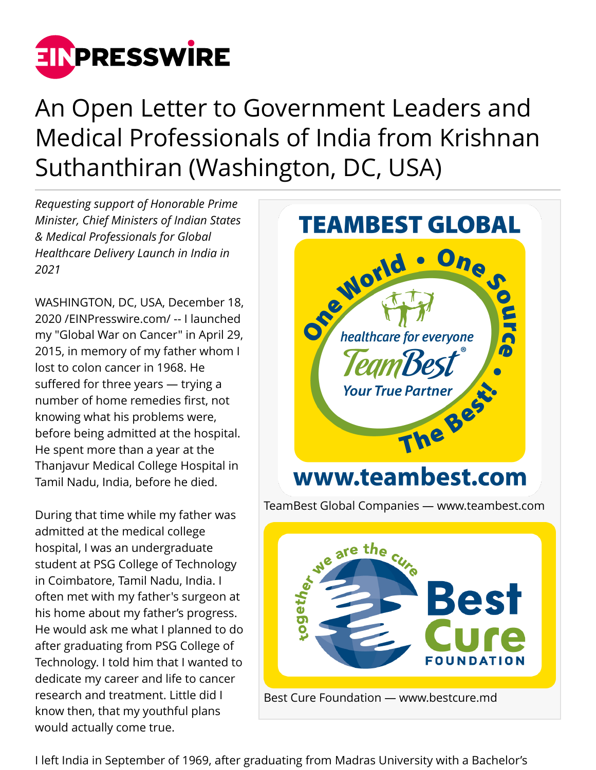# An Open Letter to Government Leaders and Medical Professionals of India from Krishnan Suthanthiran (Washington, DC, USA)

*Requesting support of Honorable Prime Minister, Chief Ministers of Indian States & Medical Professionals for Global Healthcare Delivery Launch in India in 2021*

WASHINGTON, DC, USA, December 18, 2020 /EINPresswire.com/ -- I launched my "Global War on Cancer" in April 29, 2015, in memory of my father whom I lost to colon cancer in 1968. He suffered for three years — trying a number of home remedies first, not knowing what his problems were, before being admitted at the hospital. He spent more than a year at the Thanjavur Medical College Hospital in Tamil Nadu, India, before he died.

During that time while my father was admitted at the medical college hospital, I was an undergraduate student at PSG College of Technology in Coimbatore, Tamil Nadu, India. I often met with my father's surgeon at his home about my father's progress. He would ask me what I planned to do after graduating from PSG College of Technology. I told him that I wanted to dedicate my career and life to cancer research and treatment. Little did I know then, that my youthful plans would actually come true.

TeamBest Global Companies — www.teambest.com

Best Cure Foundation — www.bestcure.md

I left India in September of 1969, after graduating from Madras University with a Bachelor's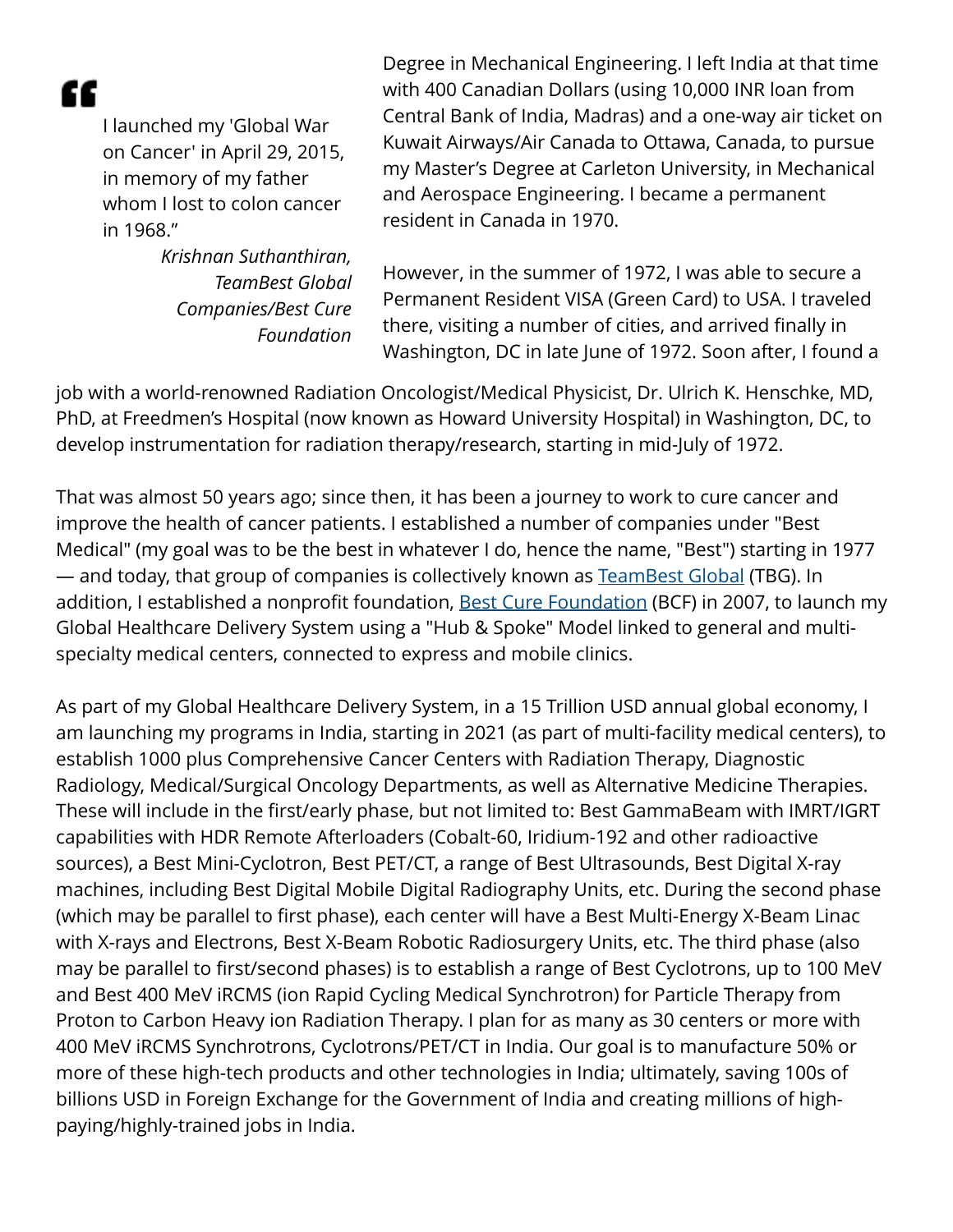> "I launched my 'Global War on Cancer' in April 29, 2015, in memory of my father whom I lost to colon cancer in 1968."
>
> *Krishnan Suthanthiran, TeamBest Global Companies/Best Cure Foundation*

Degree in Mechanical Engineering. I left India at that time with 400 Canadian Dollars (using 10,000 INR loan from Central Bank of India, Madras) and a one-way air ticket on Kuwait Airways/Air Canada to Ottawa, Canada, to pursue my Master's Degree at Carleton University, in Mechanical and Aerospace Engineering. I became a permanent resident in Canada in 1970.

However, in the summer of 1972, I was able to secure a Permanent Resident VISA (Green Card) to USA. I traveled there, visiting a number of cities, and arrived finally in Washington, DC in late June of 1972. Soon after, I found a job with a world-renowned Radiation Oncologist/Medical Physicist, Dr. Ulrich K. Henschke, MD, PhD, at Freedmen's Hospital (now known as Howard University Hospital) in Washington, DC, to develop instrumentation for radiation therapy/research, starting in mid-July of 1972.

That was almost 50 years ago; since then, it has been a journey to work to cure cancer and improve the health of cancer patients. I established a number of companies under "Best Medical" (my goal was to be the best in whatever I do, hence the name, "Best") starting in 1977 — and today, that group of companies is collectively known as TeamBest Global (TBG). In addition, I established a nonprofit foundation, Best Cure Foundation (BCF) in 2007, to launch my Global Healthcare Delivery System using a "Hub & Spoke" Model linked to general and multi-specialty medical centers, connected to express and mobile clinics.

As part of my Global Healthcare Delivery System, in a 15 Trillion USD annual global economy, I am launching my programs in India, starting in 2021 (as part of multi-facility medical centers), to establish 1000 plus Comprehensive Cancer Centers with Radiation Therapy, Diagnostic Radiology, Medical/Surgical Oncology Departments, as well as Alternative Medicine Therapies. These will include in the first/early phase, but not limited to: Best GammaBeam with IMRT/IGRT capabilities with HDR Remote Afterloaders (Cobalt-60, Iridium-192 and other radioactive sources), a Best Mini-Cyclotron, Best PET/CT, a range of Best Ultrasounds, Best Digital X-ray machines, including Best Digital Mobile Digital Radiography Units, etc. During the second phase (which may be parallel to first phase), each center will have a Best Multi-Energy X-Beam Linac with X-rays and Electrons, Best X-Beam Robotic Radiosurgery Units, etc. The third phase (also may be parallel to first/second phases) is to establish a range of Best Cyclotrons, up to 100 MeV and Best 400 MeV iRCMS (ion Rapid Cycling Medical Synchrotron) for Particle Therapy from Proton to Carbon Heavy ion Radiation Therapy. I plan for as many as 30 centers or more with 400 MeV iRCMS Synchrotrons, Cyclotrons/PET/CT in India. Our goal is to manufacture 50% or more of these high-tech products and other technologies in India; ultimately, saving 100s of billions USD in Foreign Exchange for the Government of India and creating millions of high-paying/highly-trained jobs in India.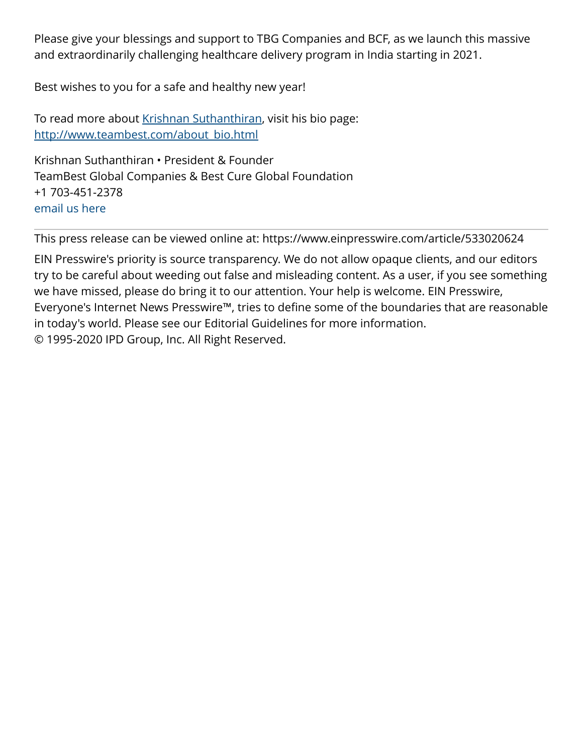Please give your blessings and support to TBG Companies and BCF, as we launch this massive and extraordinarily challenging healthcare delivery program in India starting in 2021.

Best wishes to you for a safe and healthy new year!

To read more about [Krishnan Suthanthiran](http://www.teambest.com/about_bio.html), visit his bio page: [http://www.teambest.com/about_bio.html](http://www.teambest.com/about_bio.html)

Krishnan Suthanthiran • President & Founder
TeamBest Global Companies & Best Cure Global Foundation
+1 703-451-2378
email us here

---

This press release can be viewed online at: https://www.einpresswire.com/article/533020624

EIN Presswire's priority is source transparency. We do not allow opaque clients, and our editors try to be careful about weeding out false and misleading content. As a user, if you see something we have missed, please do bring it to our attention. Your help is welcome. EIN Presswire, Everyone's Internet News Presswire™, tries to define some of the boundaries that are reasonable in today's world. Please see our Editorial Guidelines for more information.
© 1995-2020 IPD Group, Inc. All Right Reserved.